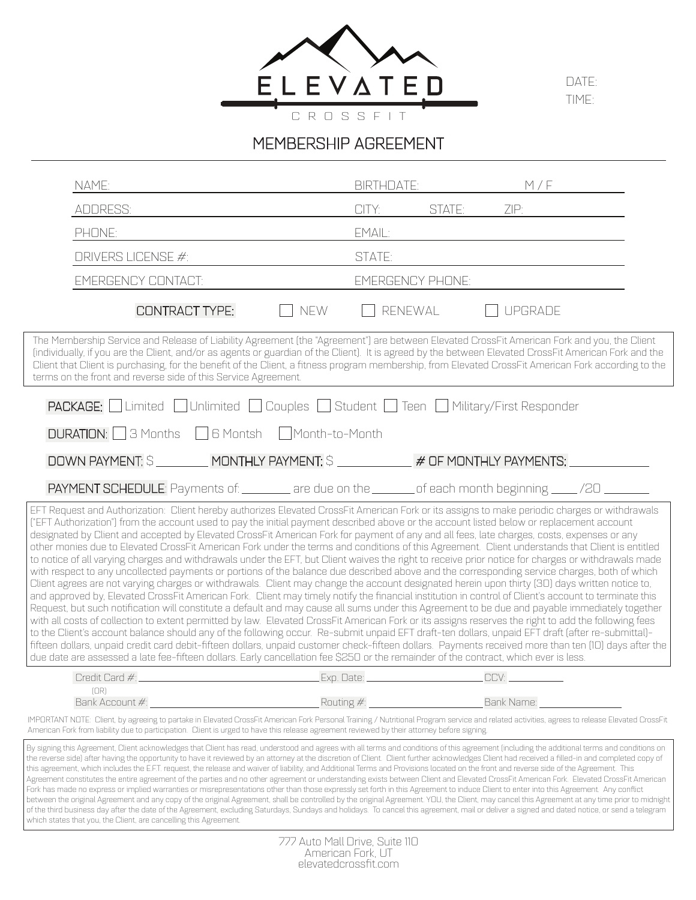# ELEVATED

CROSSFIT

DATE:

TIME:

## MEMBERSHIP AGREEMENT

| NAME: | BIRTHDATE: | M / F |
|---|---|---|
| ADDRESS: | CITY: STATE: | ZIP: |
| PHONE: | EMAIL: | |
| DRIVERS LICENSE #: | STATE: | |
| EMERGENCY CONTACT: | EMERGENCY PHONE: | |

**CONTRACT TYPE:** ☐ NEW ☐ RENEWAL ☐ UPGRADE

The Membership Service and Release of Liability Agreement (the "Agreement") are between Elevated CrossFit American Fork and you, the Client (individually, if you are the Client, and/or as agents or guardian of the Client). It is agreed by the between Elevated CrossFit American Fork and the Client that Client is purchasing, for the benefit of the Client, a fitness program membership, from Elevated CrossFit American Fork according to the terms on the front and reverse side of this Service Agreement.

**PACKAGE:** ☐ Limited ☐ Unlimited ☐ Couples ☐ Student ☐ Teen ☐ Military/First Responder

**DURATION:** ☐ 3 Months ☐ 6 Montsh ☐ Month-to-Month

**DOWN PAYMENT:** $ ________ **MONTHLY PAYMENT:** $ ___________ **# OF MONTHLY PAYMENTS:** ___________

**PAYMENT SCHEDULE**: Payments of: ________ are due on the _______ of each month beginning ____ /20 _______

EFT Request and Authorization: Client hereby authorizes Elevated CrossFit American Fork or its assigns to make periodic charges or withdrawals ("EFT Authorization") from the account used to pay the initial payment described above or the account listed below or replacement account designated by Client and accepted by Elevated CrossFit American Fork for payment of any and all fees, late charges, costs, expenses or any other monies due to Elevated CrossFit American Fork under the terms and conditions of this Agreement. Client understands that Client is entitled to notice of all varying charges and withdrawals under the EFT, but Client waives the right to receive prior notice for charges or withdrawals made with respect to any uncollected payments or portions of the balance due described above and the corresponding service charges, both of which Client agrees are not varying charges or withdrawals. Client may change the account designated herein upon thirty (30) days written notice to, and approved by, Elevated CrossFit American Fork. Client may timely notify the financial institution in control of Client's account to terminate this Request, but such notification will constitute a default and may cause all sums under this Agreement to be due and payable immediately together with all costs of collection to extent permitted by law. Elevated CrossFit American Fork or its assigns reserves the right to add the following fees to the Client's account balance should any of the following occur. Re-submit unpaid EFT draft-ten dollars, unpaid EFT draft (after re-submittal)-fifteen dollars, unpaid credit card debit-fifteen dollars, unpaid customer check-fifteen dollars. Payments received more than ten (10) days after the due date are assessed a late fee-fifteen dollars. Early cancellation fee $250 or the remainder of the contract, which ever is less.

Credit Card #: ______________________ Exp. Date: ______________ CCV: ________

(OR)

Bank Account #: ______________________ Routing #: ______________ Bank Name: ____________

IMPORTANT NOTE: Client, by agreeing to partake in Elevated CrossFit American Fork Personal Training / Nutritional Program service and related activities, agrees to release Elevated CrossFit American Fork from liability due to participation. Client is urged to have this release agreement reviewed by their attorney before signing.

By signing this Agreement, Client acknowledges that Client has read, understood and agrees with all terms and conditions of this agreement (including the additional terms and conditions on the reverse side) after having the opportunity to have it reviewed by an attorney at the discretion of Client. Client further acknowledges Client had received a filled-in and completed copy of this agreement, which includes the E.F.T. request, the release and waiver of liability, and Additional Terms and Provisions located on the front and reverse side of the Agreement. This Agreement constitutes the entire agreement of the parties and no other agreement or understanding exists between Client and Elevated CrossFit American Fork. Elevated CrossFit American Fork has made no express or implied warranties or misrepresentations other than those expressly set forth in this Agreement to induce Client to enter into this Agreement. Any conflict between the original Agreement and any copy of the original Agreement, shall be controlled by the original Agreement. YOU, the Client, may cancel this Agreement at any time prior to midnight of the third business day after the date of the Agreement, excluding Saturdays, Sundays and holidays. To cancel this agreement, mail or deliver a signed and dated notice, or send a telegram which states that you, the Client, are cancelling this Agreement.

777 Auto Mall Drive, Suite 110
American Fork, UT
elevatedcrossfit.com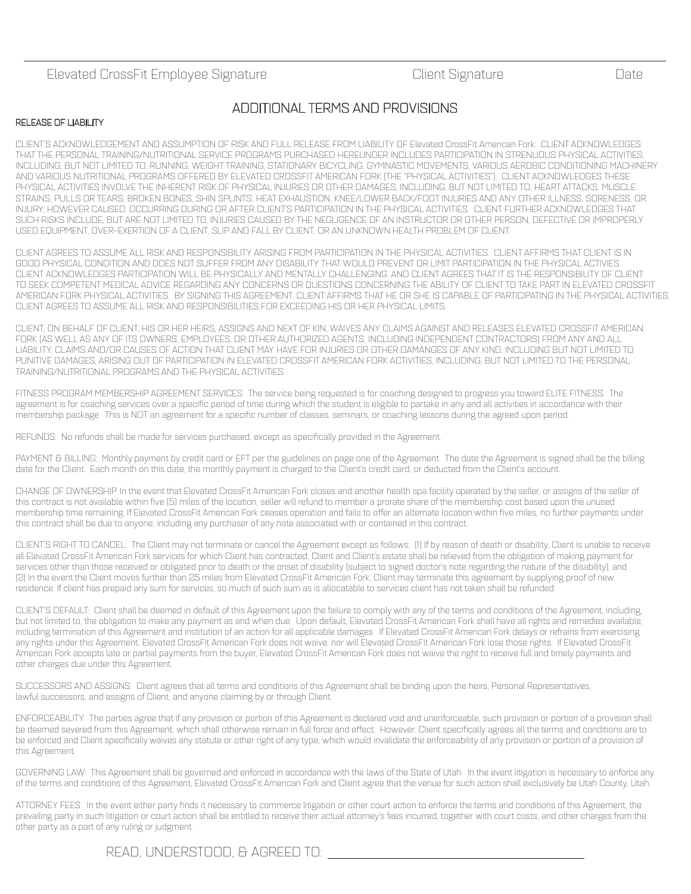Elevated CrossFit Employee Signature | Client Signature | Date

## ADDITIONAL TERMS AND PROVISIONS

**RELEASE OF LIABILITY**

CLIENT'S ACKNOWLEDGEMENT AND ASSUMPTION OF RISK AND FULL RELEASE FROM LIABILITY OF Elevated CrossFit American Fork: CLIENT ACKNOWLEDGES THAT THE PERSONAL TRAINING/NUTRITIONAL SERVICE PROGRAMS PURCHASED HEREUNDER INCLUDES PARTICIPATION IN STRENUOUS PHYSICAL ACTIVITIES, INCLUDING, BUT NOT LIMITED TO, RUNNING, WEIGHT TRAINING, STATIONARY BICYCLING, GYMNASTIC MOVEMENTS, VARIOUS AEROBIC CONDITIONING MACHINERY AND VARIOUS NUTRITIONAL PROGRAMS OFFERED BY ELEVATED CROSSFIT AMERICAN FORK (THE "PHYSICAL ACTIVITIES"). CLIENT ACKNOWLEDGES THESE PHYSICAL ACTIVITIES INVOLVE THE INHERENT RISK OF PHYSICAL INJURIES OR OTHER DAMAGES, INCLUDING, BUT NOT LIMITED TO, HEART ATTACKS, MUSCLE STRAINS, PULLS OR TEARS, BROKEN BONES, SHIN SPLINTS, HEAT EXHAUSTION, KNEE/LOWER BACK/FOOT INJURIES AND ANY OTHER ILLNESS, SORENESS, OR INJURY, HOWEVER CAUSED, OCCURRING DURING OR AFTER CLIENT'S PARTICIPATION IN THE PHYSICAL ACTIVITIES. CLIENT FURTHER ACKNOWLEDGES THAT SUCH RISKS INCLUDE, BUT ARE NOT LIMITED TO, INJURIES CAUSED BY THE NEGLIGENCE OF AN INSTRUCTOR OR OTHER PERSON, DEFECTIVE OR IMPROPERLY USED EQUIPMENT, OVER-EXERTION OF A CLIENT, SLIP AND FALL BY CLIENT, OR AN UNKNOWN HEALTH PROBLEM OF CLIENT.

CLIENT AGREES TO ASSUME ALL RISK AND RESPONSIBILITY ARISING FROM PARTICIPATION IN THE PHYSICAL ACTIVITIES. CLIENT AFFIRMS THAT CLIENT IS IN GOOD PHYSICAL CONDITION AND DOES NOT SUFFER FROM ANY DISABILITY THAT WOULD PREVENT OR LIMIT PARTICIPATION IN THE PHYSICAL ACTIVIES. CLIENT ACKNOWLEDGES PARTICIPATION WILL BE PHYSICALLY AND MENTALLY CHALLENGING, AND CLIENT AGREES THAT IT IS THE RESPONSIBILITY OF CLIENT TO SEEK COMPETENT MEDICAL ADVICE REGARDING ANY CONCERNS OR QUESTIONS CONCERNING THE ABILITY OF CLIENT TO TAKE PART IN ELEVATED CROSSFIT AMERICAN FORK PHYSICAL ACTIVITIES. BY SIGNING THIS AGREEMENT, CLIENT AFFIRMS THAT HE OR SHE IS CAPABLE OF PARTICIPATING IN THE PHYSICAL ACTIVITIES. CLIENT AGREES TO ASSUME ALL RISK AND RESPONSIBILITIES FOR EXCEEDING HIS OR HER PHYSICAL LIMITS.

CLIENT, ON BEHALF OF CLIENT, HIS OR HER HEIRS, ASSIGNS AND NEXT OF KIN, WAIVES ANY CLAIMS AGAINST AND RELEASES ELEVATED CROSSFIT AMERICAN FORK (AS WELL AS ANY OF ITS OWNERS, EMPLOYEES, OR OTHER AUTHORIZED AGENTS, INCLUDING INDEPENDENT CONTRACTORS) FROM ANY AND ALL LIABILITY, CLAIMS AND/OR CAUSES OF ACTION THAT CLIENT MAY HAVE FOR INJURIES OR OTHER DAMANGES OF ANY KIND, INCLUDING BUT NOT LIMITED TO PUNITIVE DAMAGES, ARISING OUT OF PARTICIPATION IN ELEVATED CROSSFIT AMERICAN FORK ACTIVITIES, INCLUDING, BUT NOT LIMITED TO THE PERSONAL TRAINING/NUTRITIONAL PROGRAMS AND THE PHYSICAL ACTIVITIES.

FITNESS PROGRAM MEMBERSHIP AGREEMENT SERVICES. The service being requested is for coaching designed to progress you toward ELITE FITNESS. The agreement is for coaching services over a specific period of time during which the student is eligible to partake in any and all activities in accordance with their membership package. This is NOT an agreement for a specific number of classes, seminars, or coaching lessons during the agreed upon period.

REFUNDS: No refunds shall be made for services purchased, except as specifically provided in the Agreement.

PAYMENT & BILLING: Monthly payment by credit card or EFT per the guidelines on page one of the Agreement. The date the Agreement is signed shall be the billing date for the Client. Each month on this date, the monthly payment is charged to the Client's credit card, or deducted from the Client's account.

CHANGE OF OWNERSHIP. In the event that Elevated CrossFit American Fork closes and another health spa facility operated by the seller, or assigns of the seller of this contract is not available within five (5) miles of the location, seller will refund to member a prorate share of the membership cost based upon the unused membership time remaining. If Elevated CrossFit American Fork ceases operation and fails to offer an alternate location within five miles, no further payments under this contract shall be due to anyone, including any purchaser of any note associated with or contained in this contract.

CLIENT'S RIGHT TO CANCEL: The Client may not terminate or cancel the Agreement except as follows: (1) If by reason of death or disability, Client is unable to receive all Elevated CrossFit American Fork services for which Client has contracted, Client and Client's estate shall be relieved from the obligation of making payment for services other than those received or obligated prior to death or the onset of disability (subject to signed doctor's note regarding the nature of the disability); and (2) In the event the Client moves further than 25 miles from Elevated CrossFit American Fork, Client may terminate this agreement by supplying proof of new residence. If client has prepaid any sum for services, so much of such sum as is allocatable to services client has not taken shall be refunded.

CLIENT'S DEFAULT: Client shall be deemed in default of this Agreement upon the failure to comply with any of the terms and conditions of the Agreement, including, but not limited to, the obligation to make any payment as and when due. Upon default, Elevated CrossFit American Fork shall have all rights and remedies available, including termination of this Agreement and institution of an action for all applicable damages. If Elevated CrossFit American Fork delays or refrains from exercising any rights under this Agreement, Elevated CrossFit American Fork does not waive, nor will Elevated CrossFit American Fork lose those rights. If Elevated CrossFit American Fork accepts late or partial payments from the buyer, Elevated CrossFit American Fork does not waive the right to receive full and timely payments and other charges due under this Agreement.

SUCCESSORS AND ASSIGNS: Client agrees that all terms and conditions of this Agreement shall be binding upon the heirs, Personal Representatives, lawful successors, and assigns of Client, and anyone claiming by or through Client.

ENFORCEABILITY: The parties agree that if any provision or portion of this Agreement is declared void and unenforceable, such provision or portion of a provision shall be deemed severed from this Agreement, which shall otherwise remain in full force and effect. However, Client specifically agrees all the terms and conditions are to be enforced and Client specifically waives any statute or other right of any type, which would invalidate the enforceability of any provision or portion of a provision of this Agreement.

GOVERNING LAW: This Agreement shall be governed and enforced in accordance with the laws of the State of Utah. In the event litigation is necessary to enforce any of the terms and conditions of this Agreement, Elevated CrossFit American Fork and Client agree that the venue for such action shall exclusively be Utah County, Utah.

ATTORNEY FEES: In the event either party finds it necessary to commerce litigation or other court action to enforce the terms and conditions of this Agreement, the prevailing party in such litigation or court action shall be entitled to receive their actual attorney's fees incurred, together with court costs, and other charges from the other party as a part of any ruling or judgment.

READ, UNDERSTOOD, & AGREED TO: ______________________________